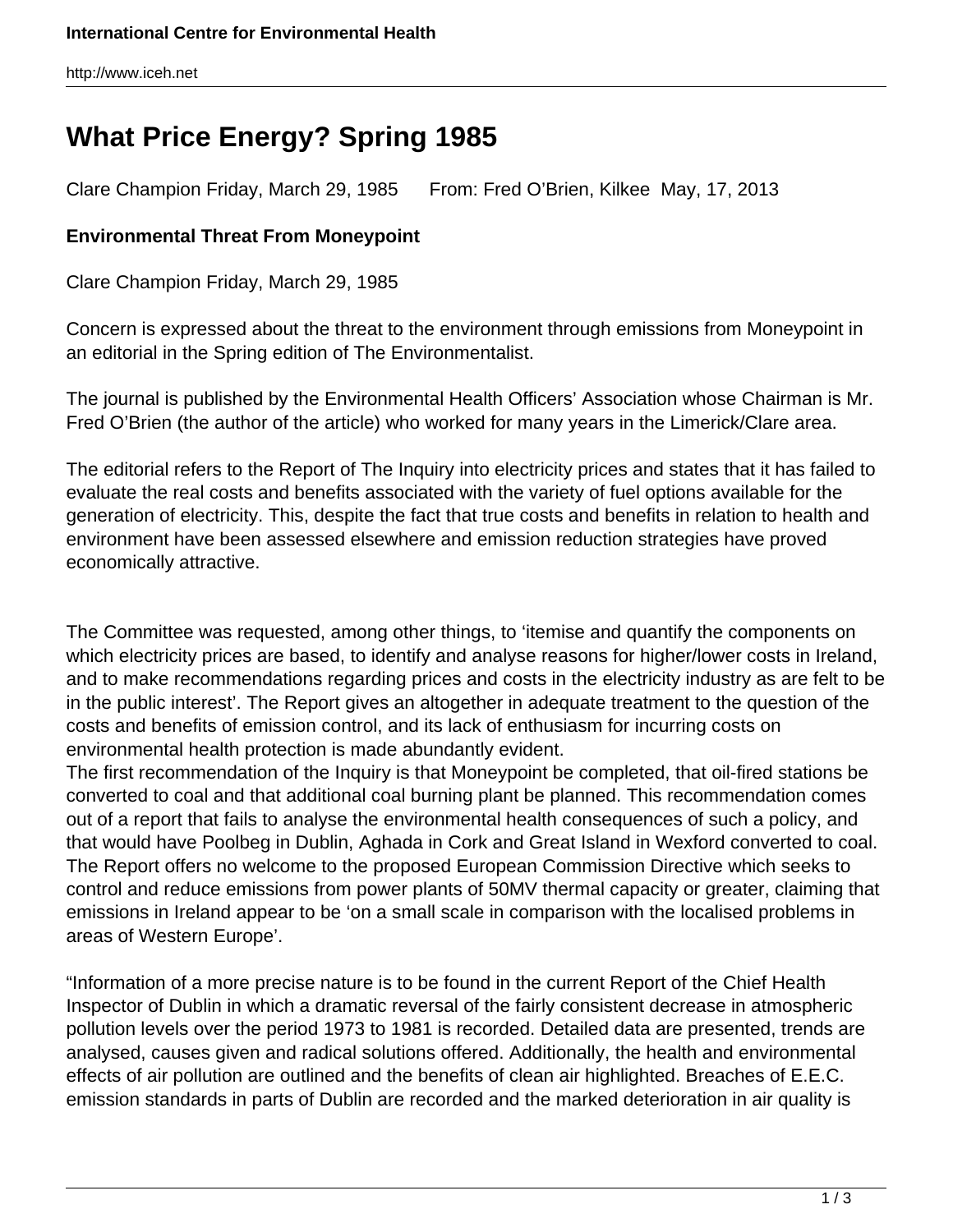# What Price Energy? Spring 1985

Clare Champion Friday, March 29, 1985   From: Fred O'Brien, Kilkee May, 17, 2013

**Environmental Threat From Moneypoint**

Clare Champion Friday, March 29, 1985

Concern is expressed about the threat to the environment through emissions from Moneypoint in an editorial in the Spring edition of The Environmentalist.

The journal is published by the Environmental Health Officers' Association whose Chairman is Mr. Fred O'Brien (the author of the article) who worked for many years in the Limerick/Clare area.

The editorial refers to the Report of The Inquiry into electricity prices and states that it has failed to evaluate the real costs and benefits associated with the variety of fuel options available for the generation of electricity. This, despite the fact that true costs and benefits in relation to health and environment have been assessed elsewhere and emission reduction strategies have proved economically attractive.

The Committee was requested, among other things, to 'itemise and quantify the components on which electricity prices are based, to identify and analyse reasons for higher/lower costs in Ireland, and to make recommendations regarding prices and costs in the electricity industry as are felt to be in the public interest'. The Report gives an altogether in adequate treatment to the question of the costs and benefits of emission control, and its lack of enthusiasm for incurring costs on environmental health protection is made abundantly evident.

The first recommendation of the Inquiry is that Moneypoint be completed, that oil-fired stations be converted to coal and that additional coal burning plant be planned. This recommendation comes out of a report that fails to analyse the environmental health consequences of such a policy, and that would have Poolbeg in Dublin, Aghada in Cork and Great Island in Wexford converted to coal. The Report offers no welcome to the proposed European Commission Directive which seeks to control and reduce emissions from power plants of 50MV thermal capacity or greater, claiming that emissions in Ireland appear to be 'on a small scale in comparison with the localised problems in areas of Western Europe'.

"Information of a more precise nature is to be found in the current Report of the Chief Health Inspector of Dublin in which a dramatic reversal of the fairly consistent decrease in atmospheric pollution levels over the period 1973 to 1981 is recorded. Detailed data are presented, trends are analysed, causes given and radical solutions offered. Additionally, the health and environmental effects of air pollution are outlined and the benefits of clean air highlighted. Breaches of E.E.C. emission standards in parts of Dublin are recorded and the marked deterioration in air quality is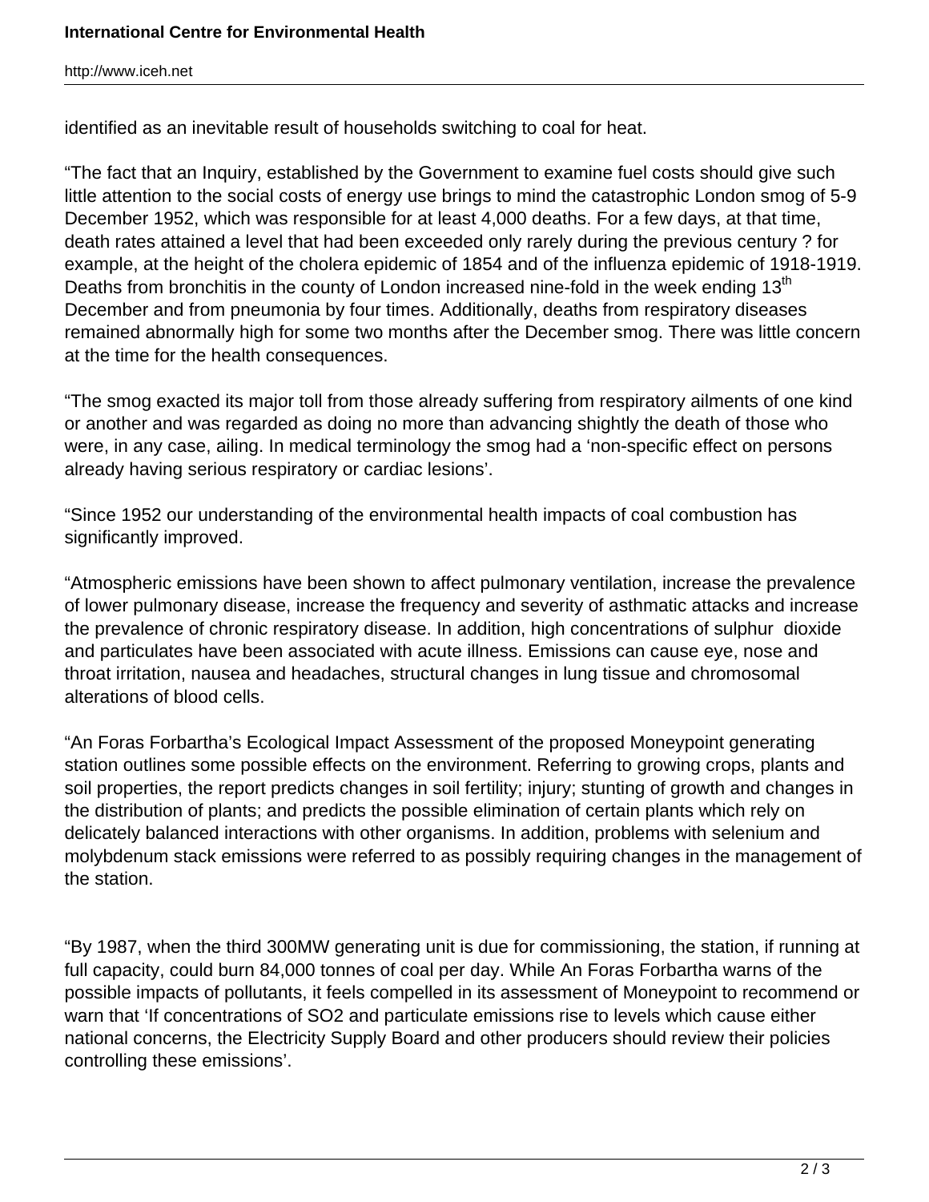identified as an inevitable result of households switching to coal for heat.

“The fact that an Inquiry, established by the Government to examine fuel costs should give such little attention to the social costs of energy use brings to mind the catastrophic London smog of 5-9 December 1952, which was responsible for at least 4,000 deaths. For a few days, at that time, death rates attained a level that had been exceeded only rarely during the previous century ? for example, at the height of the cholera epidemic of 1854 and of the influenza epidemic of 1918-1919. Deaths from bronchitis in the county of London increased nine-fold in the week ending 13th December and from pneumonia by four times. Additionally, deaths from respiratory diseases remained abnormally high for some two months after the December smog. There was little concern at the time for the health consequences.

“The smog exacted its major toll from those already suffering from respiratory ailments of one kind or another and was regarded as doing no more than advancing shightly the death of those who were, in any case, ailing. In medical terminology the smog had a ‘non-specific effect on persons already having serious respiratory or cardiac lesions’.

“Since 1952 our understanding of the environmental health impacts of coal combustion has significantly improved.

“Atmospheric emissions have been shown to affect pulmonary ventilation, increase the prevalence of lower pulmonary disease, increase the frequency and severity of asthmatic attacks and increase the prevalence of chronic respiratory disease. In addition, high concentrations of sulphur dioxide and particulates have been associated with acute illness. Emissions can cause eye, nose and throat irritation, nausea and headaches, structural changes in lung tissue and chromosomal alterations of blood cells.

“An Foras Forbartha’s Ecological Impact Assessment of the proposed Moneypoint generating station outlines some possible effects on the environment. Referring to growing crops, plants and soil properties, the report predicts changes in soil fertility; injury; stunting of growth and changes in the distribution of plants; and predicts the possible elimination of certain plants which rely on delicately balanced interactions with other organisms. In addition, problems with selenium and molybdenum stack emissions were referred to as possibly requiring changes in the management of the station.

“By 1987, when the third 300MW generating unit is due for commissioning, the station, if running at full capacity, could burn 84,000 tonnes of coal per day. While An Foras Forbartha warns of the possible impacts of pollutants, it feels compelled in its assessment of Moneypoint to recommend or warn that ‘If concentrations of $SO_2$ and particulate emissions rise to levels which cause either national concerns, the Electricity Supply Board and other producers should review their policies controlling these emissions’.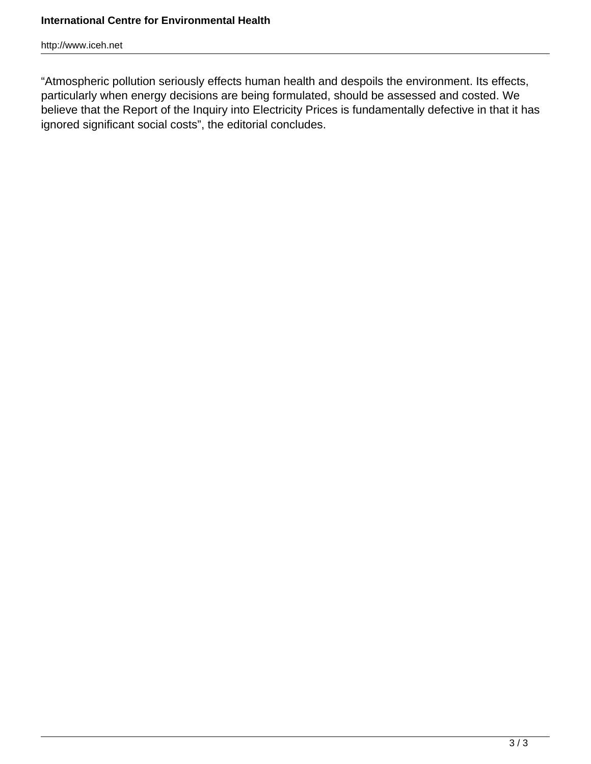“Atmospheric pollution seriously effects human health and despoils the environment. Its effects, particularly when energy decisions are being formulated, should be assessed and costed. We believe that the Report of the Inquiry into Electricity Prices is fundamentally defective in that it has ignored significant social costs”, the editorial concludes.